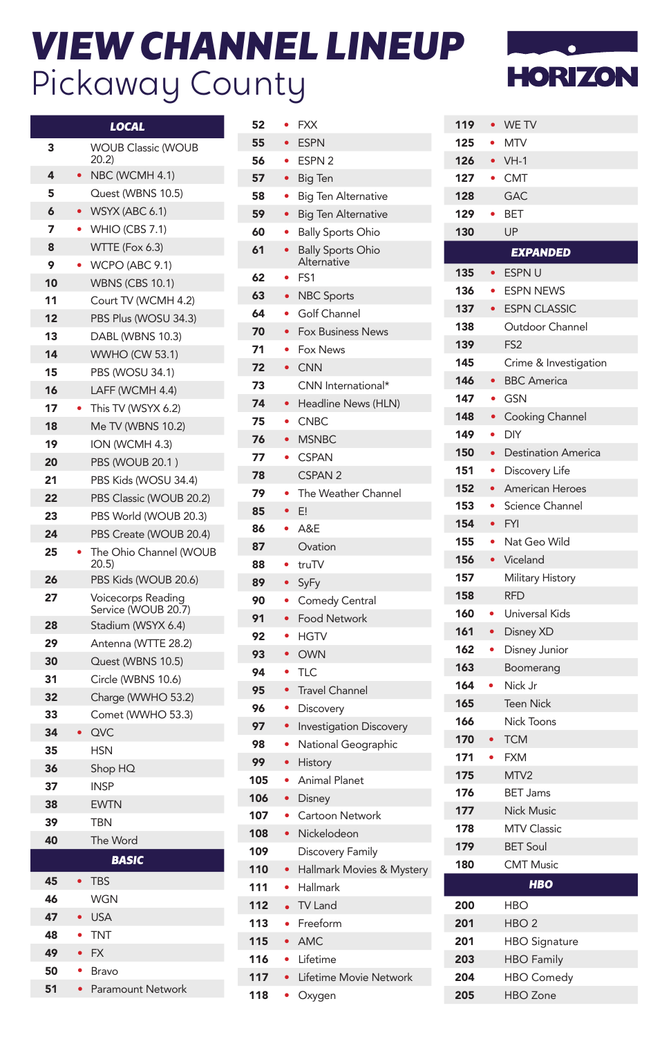# VIEW CHANNEL LINEUP
## Pickaway County

HORIZON

### LOCAL

| Channel | | Name |
|---|---|---|
| 3 | | WOUB Classic (WOUB 20.2) |
| 4 | • | NBC (WCMH 4.1) |
| 5 | | Quest (WBNS 10.5) |
| 6 | • | WSYX (ABC 6.1) |
| 7 | • | WHIO (CBS 7.1) |
| 8 | | WTTE (Fox 6.3) |
| 9 | • | WCPO (ABC 9.1) |
| 10 | | WBNS (CBS 10.1) |
| 11 | | Court TV (WCMH 4.2) |
| 12 | | PBS Plus (WOSU 34.3) |
| 13 | | DABL (WBNS 10.3) |
| 14 | | WWHO (CW 53.1) |
| 15 | | PBS (WOSU 34.1) |
| 16 | | LAFF (WCMH 4.4) |
| 17 | • | This TV (WSYX 6.2) |
| 18 | | Me TV (WBNS 10.2) |
| 19 | | ION (WCMH 4.3) |
| 20 | | PBS (WOUB 20.1 ) |
| 21 | | PBS Kids (WOSU 34.4) |
| 22 | | PBS Classic (WOUB 20.2) |
| 23 | | PBS World (WOUB 20.3) |
| 24 | | PBS Create (WOUB 20.4) |
| 25 | • | The Ohio Channel (WOUB 20.5) |
| 26 | | PBS Kids (WOUB 20.6) |
| 27 | | Voicecorps Reading Service (WOUB 20.7) |
| 28 | | Stadium (WSYX 6.4) |
| 29 | | Antenna (WTTE 28.2) |
| 30 | | Quest (WBNS 10.5) |
| 31 | | Circle (WBNS 10.6) |
| 32 | | Charge (WWHO 53.2) |
| 33 | | Comet (WWHO 53.3) |
| 34 | • | QVC |
| 35 | | HSN |
| 36 | | Shop HQ |
| 37 | | INSP |
| 38 | | EWTN |
| 39 | | TBN |
| 40 | | The Word |

### BASIC

| Channel | | Name |
|---|---|---|
| 45 | • | TBS |
| 46 | | WGN |
| 47 | • | USA |
| 48 | • | TNT |
| 49 | • | FX |
| 50 | • | Bravo |
| 51 | • | Paramount Network |
| 52 | • | FXX |
| 55 | • | ESPN |
| 56 | • | ESPN 2 |
| 57 | • | Big Ten |
| 58 | • | Big Ten Alternative |
| 59 | • | Big Ten Alternative |
| 60 | • | Bally Sports Ohio |
| 61 | • | Bally Sports Ohio Alternative |
| 62 | • | FS1 |
| 63 | • | NBC Sports |
| 64 | • | Golf Channel |
| 70 | • | Fox Business News |
| 71 | • | Fox News |
| 72 | • | CNN |
| 73 | | CNN International* |
| 74 | • | Headline News (HLN) |
| 75 | • | CNBC |
| 76 | • | MSNBC |
| 77 | • | CSPAN |
| 78 | | CSPAN 2 |
| 79 | • | The Weather Channel |
| 85 | • | E! |
| 86 | • | A&E |
| 87 | | Ovation |
| 88 | • | truTV |
| 89 | • | SyFy |
| 90 | • | Comedy Central |
| 91 | • | Food Network |
| 92 | • | HGTV |
| 93 | • | OWN |
| 94 | • | TLC |
| 95 | • | Travel Channel |
| 96 | • | Discovery |
| 97 | • | Investigation Discovery |
| 98 | • | National Geographic |
| 99 | • | History |
| 105 | • | Animal Planet |
| 106 | • | Disney |
| 107 | • | Cartoon Network |
| 108 | • | Nickelodeon |
| 109 | | Discovery Family |
| 110 | • | Hallmark Movies & Mystery |
| 111 | • | Hallmark |
| 112 | • | TV Land |
| 113 | • | Freeform |
| 115 | • | AMC |
| 116 | • | Lifetime |
| 117 | • | Lifetime Movie Network |
| 118 | • | Oxygen |
| 119 | • | WE TV |
| 125 | • | MTV |
| 126 | • | VH-1 |
| 127 | • | CMT |
| 128 | | GAC |
| 129 | • | BET |
| 130 | | UP |

### EXPANDED

| Channel | | Name |
|---|---|---|
| 135 | • | ESPN U |
| 136 | • | ESPN NEWS |
| 137 | • | ESPN CLASSIC |
| 138 | | Outdoor Channel |
| 139 | | FS2 |
| 145 | | Crime & Investigation |
| 146 | • | BBC America |
| 147 | • | GSN |
| 148 | • | Cooking Channel |
| 149 | • | DIY |
| 150 | • | Destination America |
| 151 | • | Discovery Life |
| 152 | • | American Heroes |
| 153 | • | Science Channel |
| 154 | • | FYI |
| 155 | • | Nat Geo Wild |
| 156 | • | Viceland |
| 157 | | Military History |
| 158 | | RFD |
| 160 | • | Universal Kids |
| 161 | • | Disney XD |
| 162 | • | Disney Junior |
| 163 | | Boomerang |
| 164 | • | Nick Jr |
| 165 | | Teen Nick |
| 166 | | Nick Toons |
| 170 | • | TCM |
| 171 | • | FXM |
| 175 | | MTV2 |
| 176 | | BET Jams |
| 177 | | Nick Music |
| 178 | | MTV Classic |
| 179 | | BET Soul |
| 180 | | CMT Music |

### HBO

| Channel | Name |
|---|---|
| 200 | HBO |
| 201 | HBO 2 |
| 201 | HBO Signature |
| 203 | HBO Family |
| 204 | HBO Comedy |
| 205 | HBO Zone |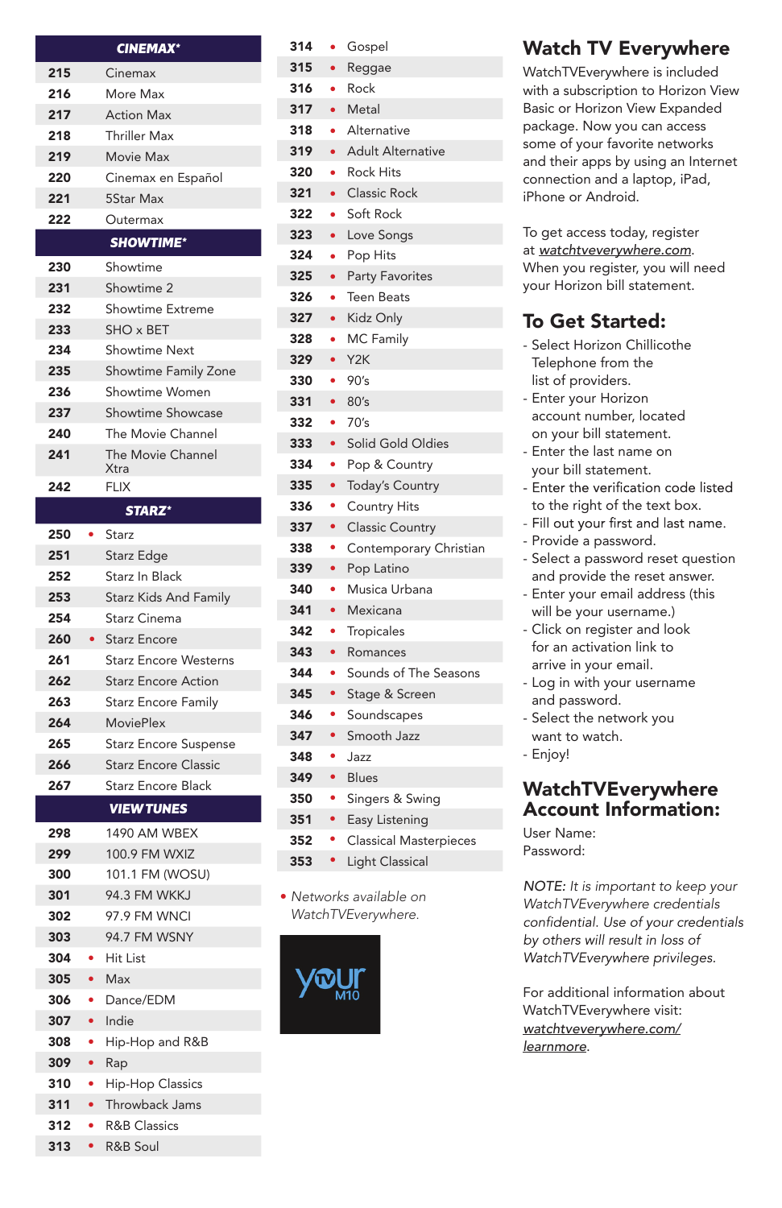| CINEMAX* | | |
|---|---|---|
| 215 | | Cinemax |
| 216 | | More Max |
| 217 | | Action Max |
| 218 | | Thriller Max |
| 219 | | Movie Max |
| 220 | | Cinemax en Español |
| 221 | | 5Star Max |
| 222 | | Outermax |

| SHOWTIME* | | |
|---|---|---|
| 230 | | Showtime |
| 231 | | Showtime 2 |
| 232 | | Showtime Extreme |
| 233 | | SHO x BET |
| 234 | | Showtime Next |
| 235 | | Showtime Family Zone |
| 236 | | Showtime Women |
| 237 | | Showtime Showcase |
| 240 | | The Movie Channel |
| 241 | | The Movie Channel Xtra |
| 242 | | FLIX |

| STARZ* | | |
|---|---|---|
| 250 | • | Starz |
| 251 | | Starz Edge |
| 252 | | Starz In Black |
| 253 | | Starz Kids And Family |
| 254 | | Starz Cinema |
| 260 | • | Starz Encore |
| 261 | | Starz Encore Westerns |
| 262 | | Starz Encore Action |
| 263 | | Starz Encore Family |
| 264 | | MoviePlex |
| 265 | | Starz Encore Suspense |
| 266 | | Starz Encore Classic |
| 267 | | Starz Encore Black |

| VIEWTUNES | | |
|---|---|---|
| 298 | | 1490 AM WBEX |
| 299 | | 100.9 FM WXIZ |
| 300 | | 101.1 FM (WOSU) |
| 301 | | 94.3 FM WKKJ |
| 302 | | 97.9 FM WNCI |
| 303 | | 94.7 FM WSNY |
| 304 | • | Hit List |
| 305 | • | Max |
| 306 | • | Dance/EDM |
| 307 | • | Indie |
| 308 | • | Hip-Hop and R&B |
| 309 | • | Rap |
| 310 | • | Hip-Hop Classics |
| 311 | • | Throwback Jams |
| 312 | • | R&B Classics |
| 313 | • | R&B Soul |
| 314 | • | Gospel |
| 315 | • | Reggae |
| 316 | • | Rock |
| 317 | • | Metal |
| 318 | • | Alternative |
| 319 | • | Adult Alternative |
| 320 | • | Rock Hits |
| 321 | • | Classic Rock |
| 322 | • | Soft Rock |
| 323 | • | Love Songs |
| 324 | • | Pop Hits |
| 325 | • | Party Favorites |
| 326 | • | Teen Beats |
| 327 | • | Kidz Only |
| 328 | • | MC Family |
| 329 | • | Y2K |
| 330 | • | 90's |
| 331 | • | 80's |
| 332 | • | 70's |
| 333 | • | Solid Gold Oldies |
| 334 | • | Pop & Country |
| 335 | • | Today's Country |
| 336 | • | Country Hits |
| 337 | • | Classic Country |
| 338 | • | Contemporary Christian |
| 339 | • | Pop Latino |
| 340 | • | Musica Urbana |
| 341 | • | Mexicana |
| 342 | • | Tropicales |
| 343 | • | Romances |
| 344 | • | Sounds of The Seasons |
| 345 | • | Stage & Screen |
| 346 | • | Soundscapes |
| 347 | • | Smooth Jazz |
| 348 | • | Jazz |
| 349 | • | Blues |
| 350 | • | Singers & Swing |
| 351 | • | Easy Listening |
| 352 | • | Classical Masterpieces |
| 353 | • | Light Classical |

• *Networks available on WatchTVEverywhere.*

your TV M10

## Watch TV Everywhere

WatchTVEverywhere is included with a subscription to Horizon View Basic or Horizon View Expanded package. Now you can access some of your favorite networks and their apps by using an Internet connection and a laptop, iPad, iPhone or Android.

To get access today, register at watchtveverywhere.com. When you register, you will need your Horizon bill statement.

## To Get Started:

- Select Horizon Chillicothe Telephone from the list of providers.
- Enter your Horizon account number, located on your bill statement.
- Enter the last name on your bill statement.
- Enter the verification code listed to the right of the text box.
- Fill out your first and last name.
- Provide a password.
- Select a password reset question and provide the reset answer.
- Enter your email address (this will be your username.)
- Click on register and look for an activation link to arrive in your email.
- Log in with your username and password.
- Select the network you want to watch.
- Enjoy!

## WatchTVEverywhere Account Information:

User Name:
Password:

*NOTE: It is important to keep your WatchTVEverywhere credentials confidential. Use of your credentials by others will result in loss of WatchTVEverywhere privileges.*

For additional information about WatchTVEverywhere visit: watchtveverywhere.com/learnmore.